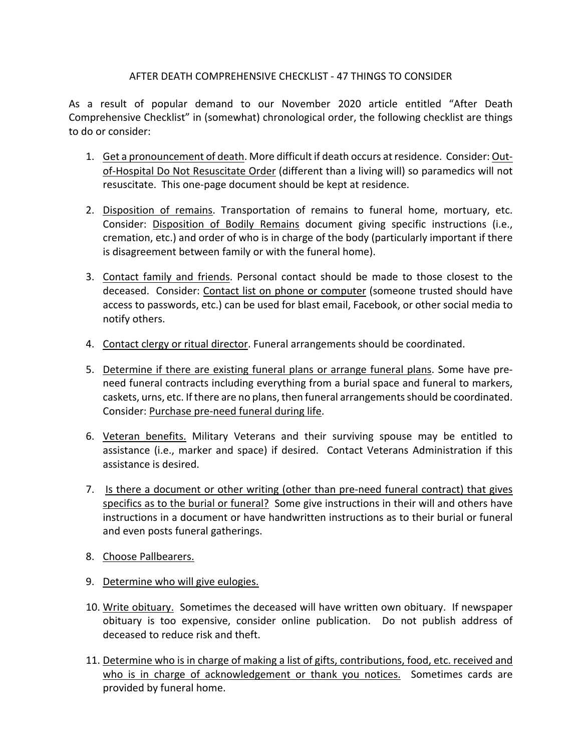# AFTER DEATH COMPREHENSIVE CHECKLIST - 47 THINGS TO CONSIDER

As a result of popular demand to our November 2020 article entitled "After Death Comprehensive Checklist" in (somewhat) chronological order, the following checklist are things to do or consider:

1. Get a pronouncement of death. More difficult if death occurs at residence. Consider: Out-of-Hospital Do Not Resuscitate Order (different than a living will) so paramedics will not resuscitate. This one-page document should be kept at residence.

2. Disposition of remains. Transportation of remains to funeral home, mortuary, etc. Consider: Disposition of Bodily Remains document giving specific instructions (i.e., cremation, etc.) and order of who is in charge of the body (particularly important if there is disagreement between family or with the funeral home).

3. Contact family and friends. Personal contact should be made to those closest to the deceased. Consider: Contact list on phone or computer (someone trusted should have access to passwords, etc.) can be used for blast email, Facebook, or other social media to notify others.

4. Contact clergy or ritual director. Funeral arrangements should be coordinated.

5. Determine if there are existing funeral plans or arrange funeral plans. Some have pre-need funeral contracts including everything from a burial space and funeral to markers, caskets, urns, etc. If there are no plans, then funeral arrangements should be coordinated. Consider: Purchase pre-need funeral during life.

6. Veteran benefits. Military Veterans and their surviving spouse may be entitled to assistance (i.e., marker and space) if desired. Contact Veterans Administration if this assistance is desired.

7. Is there a document or other writing (other than pre-need funeral contract) that gives specifics as to the burial or funeral? Some give instructions in their will and others have instructions in a document or have handwritten instructions as to their burial or funeral and even posts funeral gatherings.

8. Choose Pallbearers.

9. Determine who will give eulogies.

10. Write obituary. Sometimes the deceased will have written own obituary. If newspaper obituary is too expensive, consider online publication. Do not publish address of deceased to reduce risk and theft.

11. Determine who is in charge of making a list of gifts, contributions, food, etc. received and who is in charge of acknowledgement or thank you notices. Sometimes cards are provided by funeral home.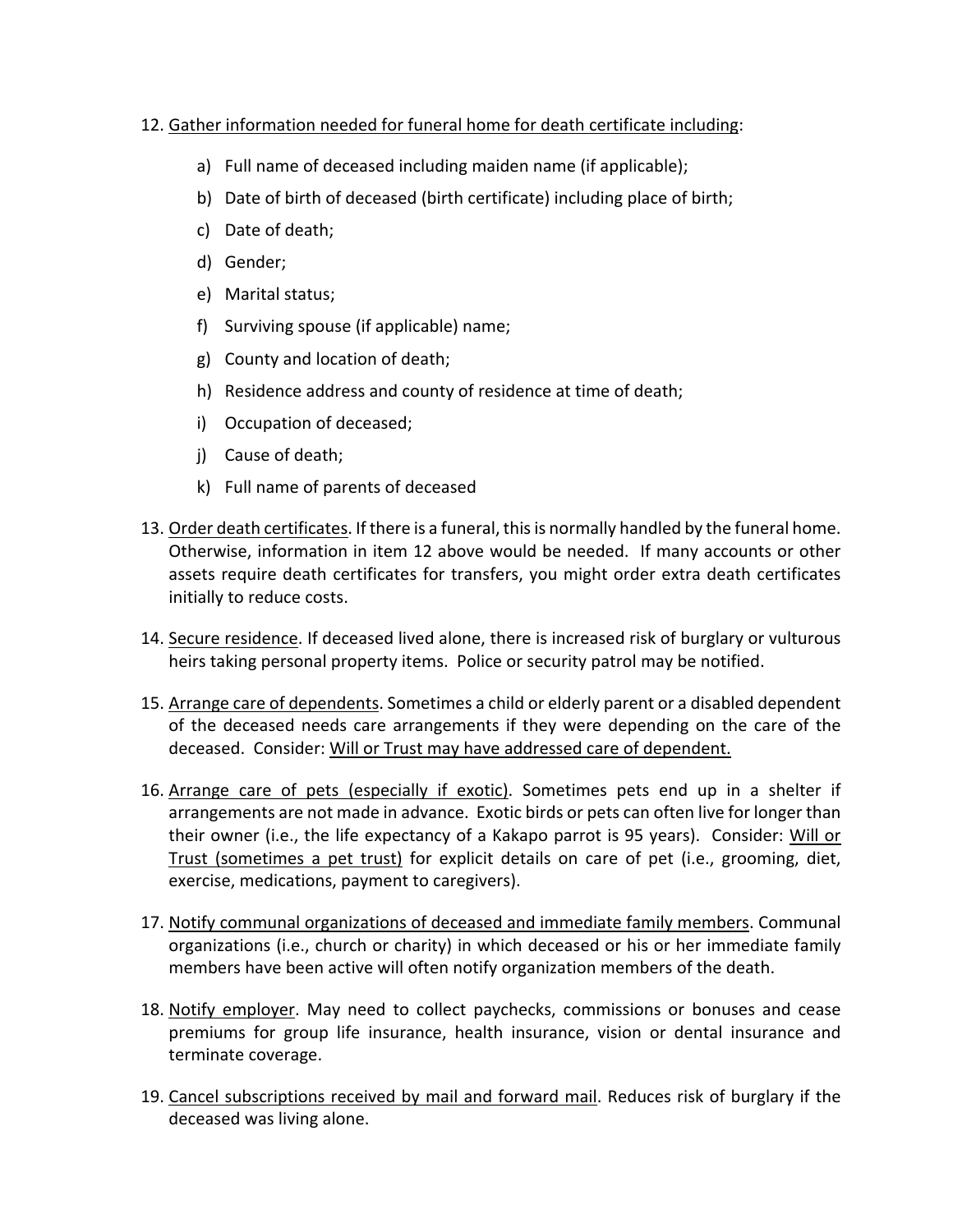12. <u>Gather information needed for funeral home for death certificate including</u>:

    a) Full name of deceased including maiden name (if applicable);
    b) Date of birth of deceased (birth certificate) including place of birth;
    c) Date of death;
    d) Gender;
    e) Marital status;
    f) Surviving spouse (if applicable) name;
    g) County and location of death;
    h) Residence address and county of residence at time of death;
    i) Occupation of deceased;
    j) Cause of death;
    k) Full name of parents of deceased

13. <u>Order death certificates</u>. If there is a funeral, this is normally handled by the funeral home. Otherwise, information in item 12 above would be needed. If many accounts or other assets require death certificates for transfers, you might order extra death certificates initially to reduce costs.

14. <u>Secure residence</u>. If deceased lived alone, there is increased risk of burglary or vulturous heirs taking personal property items. Police or security patrol may be notified.

15. <u>Arrange care of dependents</u>. Sometimes a child or elderly parent or a disabled dependent of the deceased needs care arrangements if they were depending on the care of the deceased. Consider: <u>Will or Trust may have addressed care of dependent.</u>

16. <u>Arrange care of pets (especially if exotic)</u>. Sometimes pets end up in a shelter if arrangements are not made in advance. Exotic birds or pets can often live for longer than their owner (i.e., the life expectancy of a Kakapo parrot is 95 years). Consider: <u>Will or Trust (sometimes a pet trust)</u> for explicit details on care of pet (i.e., grooming, diet, exercise, medications, payment to caregivers).

17. <u>Notify communal organizations of deceased and immediate family members</u>. Communal organizations (i.e., church or charity) in which deceased or his or her immediate family members have been active will often notify organization members of the death.

18. <u>Notify employer</u>. May need to collect paychecks, commissions or bonuses and cease premiums for group life insurance, health insurance, vision or dental insurance and terminate coverage.

19. <u>Cancel subscriptions received by mail and forward mail</u>. Reduces risk of burglary if the deceased was living alone.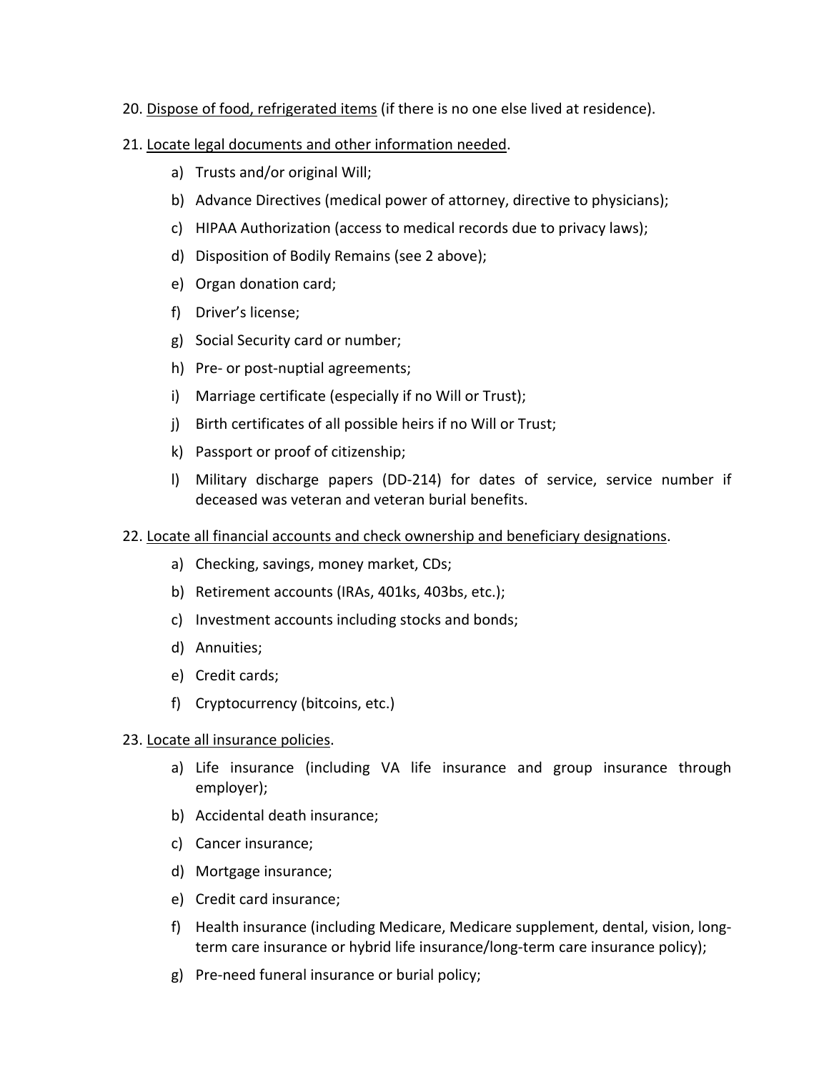20. Dispose of food, refrigerated items (if there is no one else lived at residence).

21. Locate legal documents and other information needed.
    a) Trusts and/or original Will;
    b) Advance Directives (medical power of attorney, directive to physicians);
    c) HIPAA Authorization (access to medical records due to privacy laws);
    d) Disposition of Bodily Remains (see 2 above);
    e) Organ donation card;
    f) Driver's license;
    g) Social Security card or number;
    h) Pre- or post-nuptial agreements;
    i) Marriage certificate (especially if no Will or Trust);
    j) Birth certificates of all possible heirs if no Will or Trust;
    k) Passport or proof of citizenship;
    l) Military discharge papers (DD-214) for dates of service, service number if deceased was veteran and veteran burial benefits.

22. Locate all financial accounts and check ownership and beneficiary designations.
    a) Checking, savings, money market, CDs;
    b) Retirement accounts (IRAs, 401ks, 403bs, etc.);
    c) Investment accounts including stocks and bonds;
    d) Annuities;
    e) Credit cards;
    f) Cryptocurrency (bitcoins, etc.)

23. Locate all insurance policies.
    a) Life insurance (including VA life insurance and group insurance through employer);
    b) Accidental death insurance;
    c) Cancer insurance;
    d) Mortgage insurance;
    e) Credit card insurance;
    f) Health insurance (including Medicare, Medicare supplement, dental, vision, long-term care insurance or hybrid life insurance/long-term care insurance policy);
    g) Pre-need funeral insurance or burial policy;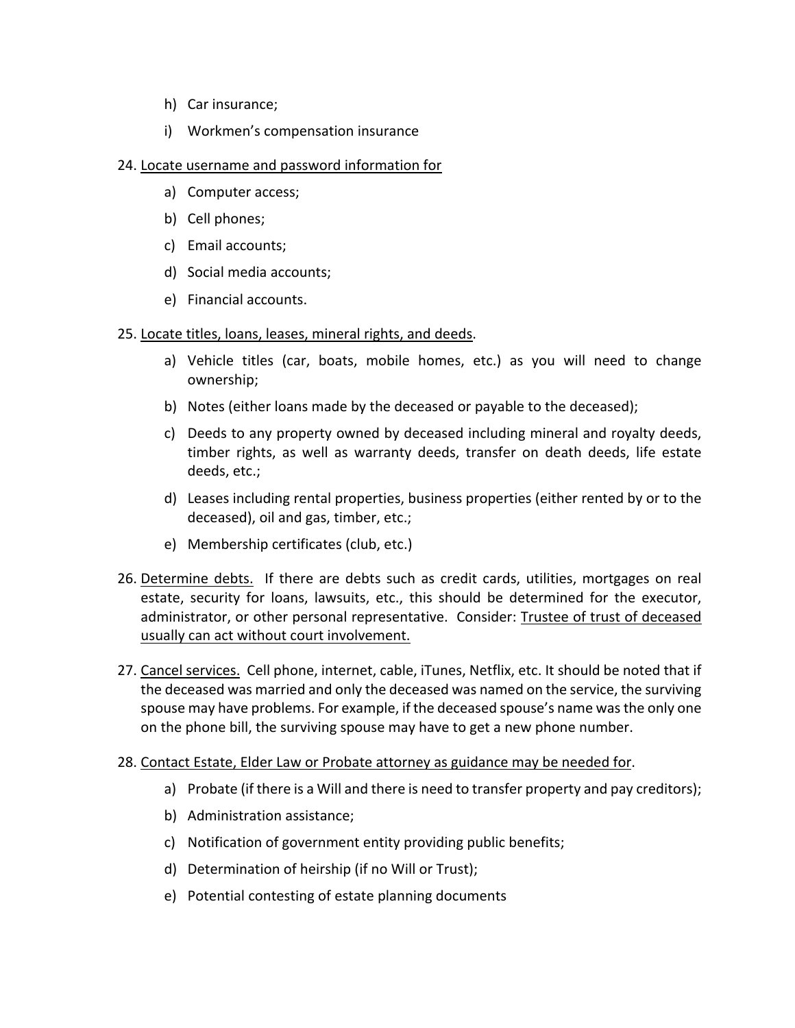h) Car insurance;
i) Workmen's compensation insurance

24. Locate username and password information for
    a) Computer access;
    b) Cell phones;
    c) Email accounts;
    d) Social media accounts;
    e) Financial accounts.

25. Locate titles, loans, leases, mineral rights, and deeds.
    a) Vehicle titles (car, boats, mobile homes, etc.) as you will need to change ownership;
    b) Notes (either loans made by the deceased or payable to the deceased);
    c) Deeds to any property owned by deceased including mineral and royalty deeds, timber rights, as well as warranty deeds, transfer on death deeds, life estate deeds, etc.;
    d) Leases including rental properties, business properties (either rented by or to the deceased), oil and gas, timber, etc.;
    e) Membership certificates (club, etc.)

26. Determine debts. If there are debts such as credit cards, utilities, mortgages on real estate, security for loans, lawsuits, etc., this should be determined for the executor, administrator, or other personal representative. Consider: Trustee of trust of deceased usually can act without court involvement.

27. Cancel services. Cell phone, internet, cable, iTunes, Netflix, etc. It should be noted that if the deceased was married and only the deceased was named on the service, the surviving spouse may have problems. For example, if the deceased spouse's name was the only one on the phone bill, the surviving spouse may have to get a new phone number.

28. Contact Estate, Elder Law or Probate attorney as guidance may be needed for.
    a) Probate (if there is a Will and there is need to transfer property and pay creditors);
    b) Administration assistance;
    c) Notification of government entity providing public benefits;
    d) Determination of heirship (if no Will or Trust);
    e) Potential contesting of estate planning documents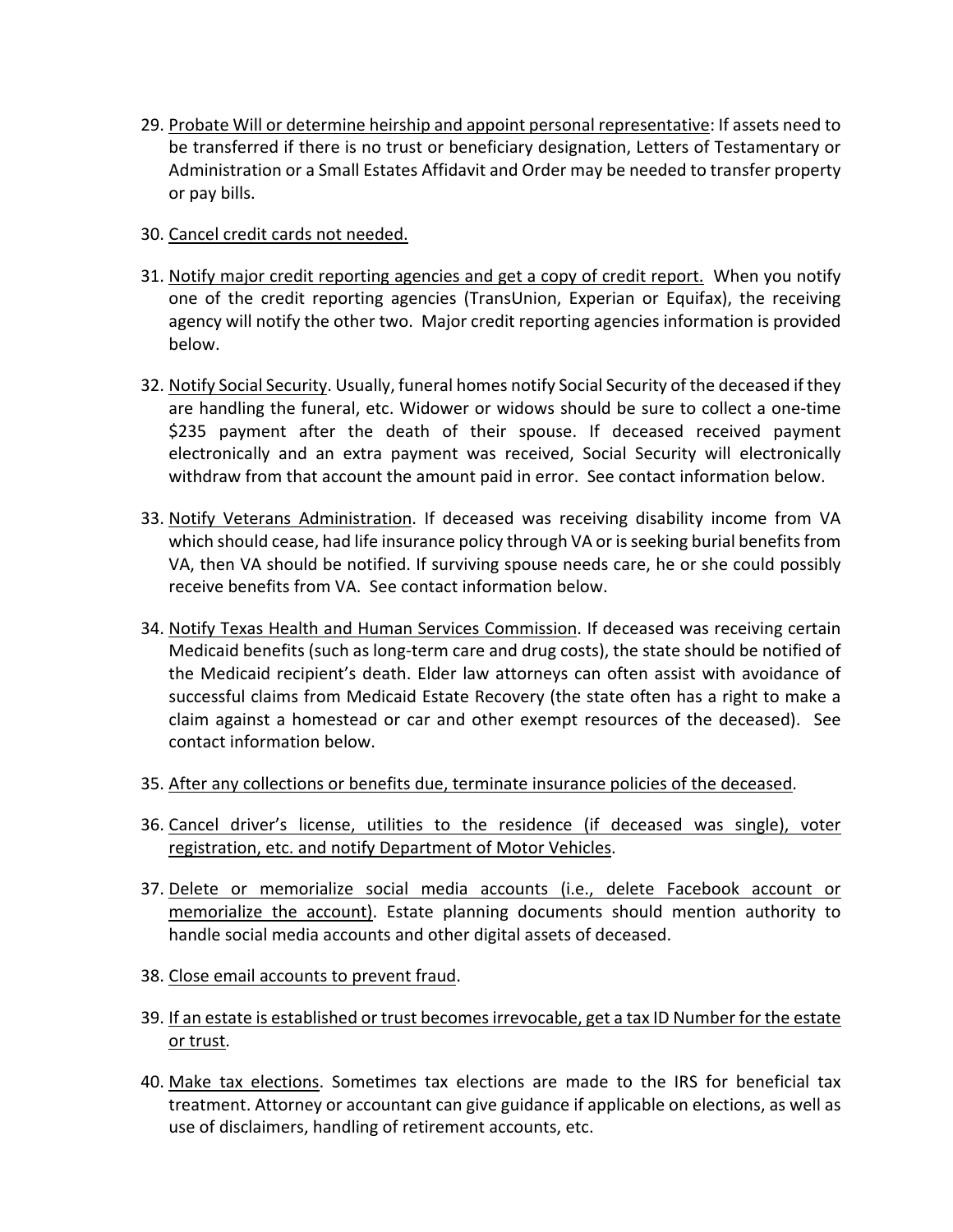29. <u>Probate Will or determine heirship and appoint personal representative</u>: If assets need to be transferred if there is no trust or beneficiary designation, Letters of Testamentary or Administration or a Small Estates Affidavit and Order may be needed to transfer property or pay bills.

30. <u>Cancel credit cards not needed.</u>

31. <u>Notify major credit reporting agencies and get a copy of credit report.</u> When you notify one of the credit reporting agencies (TransUnion, Experian or Equifax), the receiving agency will notify the other two. Major credit reporting agencies information is provided below.

32. <u>Notify Social Security</u>. Usually, funeral homes notify Social Security of the deceased if they are handling the funeral, etc. Widower or widows should be sure to collect a one-time $235 payment after the death of their spouse. If deceased received payment electronically and an extra payment was received, Social Security will electronically withdraw from that account the amount paid in error. See contact information below.

33. <u>Notify Veterans Administration</u>. If deceased was receiving disability income from VA which should cease, had life insurance policy through VA or is seeking burial benefits from VA, then VA should be notified. If surviving spouse needs care, he or she could possibly receive benefits from VA. See contact information below.

34. <u>Notify Texas Health and Human Services Commission</u>. If deceased was receiving certain Medicaid benefits (such as long-term care and drug costs), the state should be notified of the Medicaid recipient's death. Elder law attorneys can often assist with avoidance of successful claims from Medicaid Estate Recovery (the state often has a right to make a claim against a homestead or car and other exempt resources of the deceased). See contact information below.

35. <u>After any collections or benefits due, terminate insurance policies of the deceased</u>.

36. <u>Cancel driver's license, utilities to the residence (if deceased was single), voter registration, etc. and notify Department of Motor Vehicles</u>.

37. <u>Delete or memorialize social media accounts (i.e., delete Facebook account or memorialize the account)</u>. Estate planning documents should mention authority to handle social media accounts and other digital assets of deceased.

38. <u>Close email accounts to prevent fraud</u>.

39. <u>If an estate is established or trust becomes irrevocable, get a tax ID Number for the estate or trust</u>.

40. <u>Make tax elections</u>. Sometimes tax elections are made to the IRS for beneficial tax treatment. Attorney or accountant can give guidance if applicable on elections, as well as use of disclaimers, handling of retirement accounts, etc.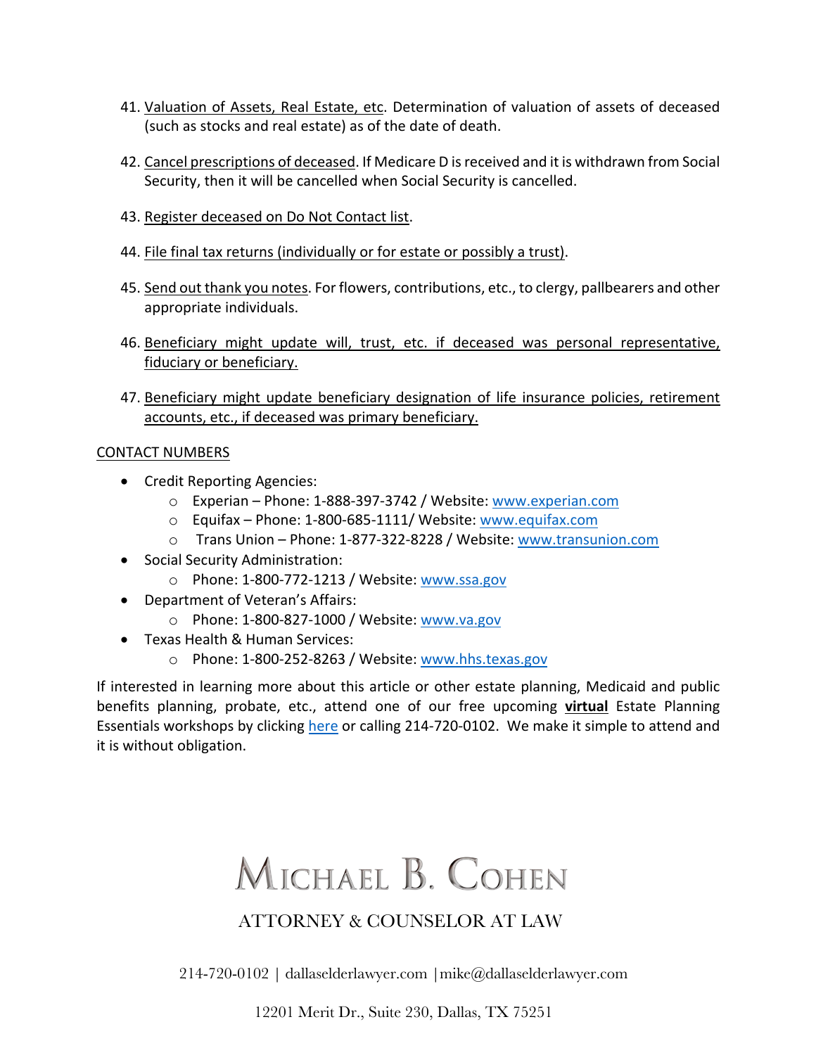41. Valuation of Assets, Real Estate, etc. Determination of valuation of assets of deceased (such as stocks and real estate) as of the date of death.

42. Cancel prescriptions of deceased. If Medicare D is received and it is withdrawn from Social Security, then it will be cancelled when Social Security is cancelled.

43. Register deceased on Do Not Contact list.

44. File final tax returns (individually or for estate or possibly a trust).

45. Send out thank you notes. For flowers, contributions, etc., to clergy, pallbearers and other appropriate individuals.

46. Beneficiary might update will, trust, etc. if deceased was personal representative, fiduciary or beneficiary.

47. Beneficiary might update beneficiary designation of life insurance policies, retirement accounts, etc., if deceased was primary beneficiary.

CONTACT NUMBERS

- Credit Reporting Agencies:
  - Experian – Phone: 1-888-397-3742 / Website: www.experian.com
  - Equifax – Phone: 1-800-685-1111/ Website: www.equifax.com
  - Trans Union – Phone: 1-877-322-8228 / Website: www.transunion.com
- Social Security Administration:
  - Phone: 1-800-772-1213 / Website: www.ssa.gov
- Department of Veteran's Affairs:
  - Phone: 1-800-827-1000 / Website: www.va.gov
- Texas Health & Human Services:
  - Phone: 1-800-252-8263 / Website: www.hhs.texas.gov

If interested in learning more about this article or other estate planning, Medicaid and public benefits planning, probate, etc., attend one of our free upcoming **virtual** Estate Planning Essentials workshops by clicking here or calling 214-720-0102. We make it simple to attend and it is without obligation.

MICHAEL B. COHEN

ATTORNEY & COUNSELOR AT LAW

214-720-0102 | dallaselderlawyer.com | mike@dallaselderlawyer.com

12201 Merit Dr., Suite 230, Dallas, TX 75251